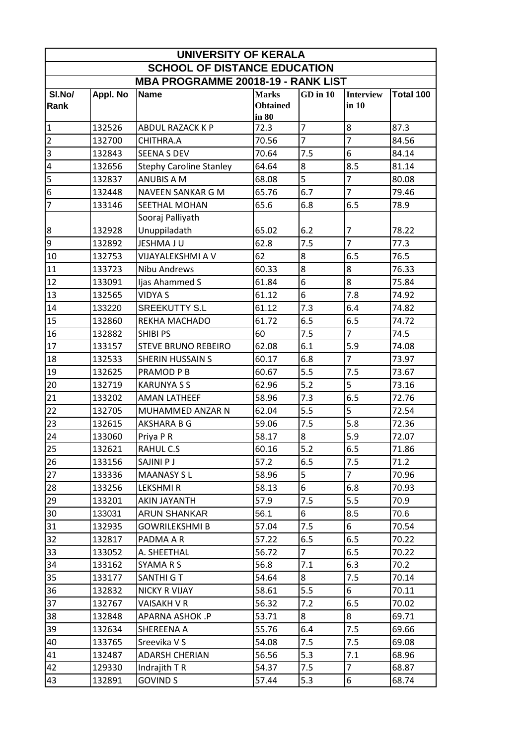# UNIVERSITY OF KERALA

## SCHOOL OF DISTANCE EDUCATION

### MBA PROGRAMME 20018-19 - RANK LIST

| Sl.No/ Rank | Appl. No | Name | Marks Obtained in 80 | GD in 10 | Interview in 10 | Total 100 |
|---|---|---|---|---|---|---|
| 1 | 132526 | ABDUL RAZACK K P | 72.3 | 7 | 8 | 87.3 |
| 2 | 132700 | CHITHRA.A | 70.56 | 7 | 7 | 84.56 |
| 3 | 132843 | SEENA S DEV | 70.64 | 7.5 | 6 | 84.14 |
| 4 | 132656 | Stephy Caroline Stanley | 64.64 | 8 | 8.5 | 81.14 |
| 5 | 132837 | ANUBIS A M | 68.08 | 5 | 7 | 80.08 |
| 6 | 132448 | NAVEEN SANKAR G M | 65.76 | 6.7 | 7 | 79.46 |
| 7 | 133146 | SEETHAL MOHAN | 65.6 | 6.8 | 6.5 | 78.9 |
| 8 | 132928 | Sooraj Palliyath Unuppiladath | 65.02 | 6.2 | 7 | 78.22 |
| 9 | 132892 | JESHMA J U | 62.8 | 7.5 | 7 | 77.3 |
| 10 | 132753 | VIJAYALEKSHMI A V | 62 | 8 | 6.5 | 76.5 |
| 11 | 133723 | Nibu Andrews | 60.33 | 8 | 8 | 76.33 |
| 12 | 133091 | Ijas Ahammed S | 61.84 | 6 | 8 | 75.84 |
| 13 | 132565 | VIDYA S | 61.12 | 6 | 7.8 | 74.92 |
| 14 | 133220 | SREEKUTTY S.L | 61.12 | 7.3 | 6.4 | 74.82 |
| 15 | 132860 | REKHA MACHADO | 61.72 | 6.5 | 6.5 | 74.72 |
| 16 | 132882 | SHIBI PS | 60 | 7.5 | 7 | 74.5 |
| 17 | 133157 | STEVE BRUNO REBEIRO | 62.08 | 6.1 | 5.9 | 74.08 |
| 18 | 132533 | SHERIN HUSSAIN S | 60.17 | 6.8 | 7 | 73.97 |
| 19 | 132625 | PRAMOD P B | 60.67 | 5.5 | 7.5 | 73.67 |
| 20 | 132719 | KARUNYA S S | 62.96 | 5.2 | 5 | 73.16 |
| 21 | 133202 | AMAN LATHEEF | 58.96 | 7.3 | 6.5 | 72.76 |
| 22 | 132705 | MUHAMMED ANZAR N | 62.04 | 5.5 | 5 | 72.54 |
| 23 | 132615 | AKSHARA B G | 59.06 | 7.5 | 5.8 | 72.36 |
| 24 | 133060 | Priya P R | 58.17 | 8 | 5.9 | 72.07 |
| 25 | 132621 | RAHUL C.S | 60.16 | 5.2 | 6.5 | 71.86 |
| 26 | 133156 | SAJINI P J | 57.2 | 6.5 | 7.5 | 71.2 |
| 27 | 133336 | MAANASY S L | 58.96 | 5 | 7 | 70.96 |
| 28 | 133256 | LEKSHMI R | 58.13 | 6 | 6.8 | 70.93 |
| 29 | 133201 | AKIN JAYANTH | 57.9 | 7.5 | 5.5 | 70.9 |
| 30 | 133031 | ARUN SHANKAR | 56.1 | 6 | 8.5 | 70.6 |
| 31 | 132935 | GOWRILEKSHMI B | 57.04 | 7.5 | 6 | 70.54 |
| 32 | 132817 | PADMA A R | 57.22 | 6.5 | 6.5 | 70.22 |
| 33 | 133052 | A. SHEETHAL | 56.72 | 7 | 6.5 | 70.22 |
| 34 | 133162 | SYAMA R S | 56.8 | 7.1 | 6.3 | 70.2 |
| 35 | 133177 | SANTHI G T | 54.64 | 8 | 7.5 | 70.14 |
| 36 | 132832 | NICKY R VIJAY | 58.61 | 5.5 | 6 | 70.11 |
| 37 | 132767 | VAISAKH V R | 56.32 | 7.2 | 6.5 | 70.02 |
| 38 | 132848 | APARNA ASHOK .P | 53.71 | 8 | 8 | 69.71 |
| 39 | 132634 | SHEREENA A | 55.76 | 6.4 | 7.5 | 69.66 |
| 40 | 133765 | Sreevika V S | 54.08 | 7.5 | 7.5 | 69.08 |
| 41 | 132487 | ADARSH CHERIAN | 56.56 | 5.3 | 7.1 | 68.96 |
| 42 | 129330 | Indrajith T R | 54.37 | 7.5 | 7 | 68.87 |
| 43 | 132891 | GOVIND S | 57.44 | 5.3 | 6 | 68.74 |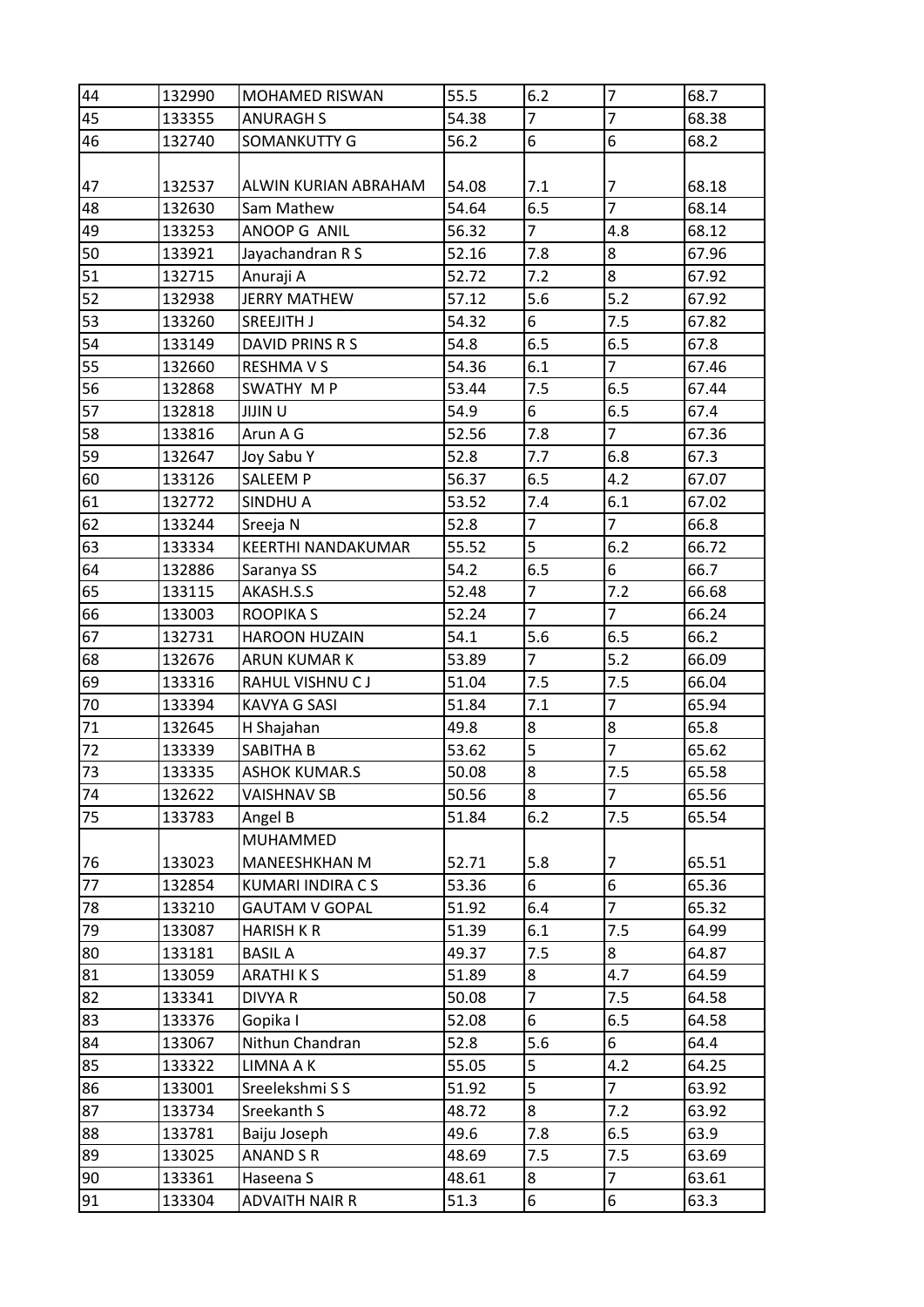| | | | | | | |
|---|---|---|---|---|---|---|
| 44 | 132990 | MOHAMED RISWAN | 55.5 | 6.2 | 7 | 68.7 |
| 45 | 133355 | ANURAGH S | 54.38 | 7 | 7 | 68.38 |
| 46 | 132740 | SOMANKUTTY G | 56.2 | 6 | 6 | 68.2 |
| 47 | 132537 | ALWIN KURIAN ABRAHAM | 54.08 | 7.1 | 7 | 68.18 |
| 48 | 132630 | Sam Mathew | 54.64 | 6.5 | 7 | 68.14 |
| 49 | 133253 | ANOOP G ANIL | 56.32 | 7 | 4.8 | 68.12 |
| 50 | 133921 | Jayachandran R S | 52.16 | 7.8 | 8 | 67.96 |
| 51 | 132715 | Anuraji A | 52.72 | 7.2 | 8 | 67.92 |
| 52 | 132938 | JERRY MATHEW | 57.12 | 5.6 | 5.2 | 67.92 |
| 53 | 133260 | SREEJITH J | 54.32 | 6 | 7.5 | 67.82 |
| 54 | 133149 | DAVID PRINS R S | 54.8 | 6.5 | 6.5 | 67.8 |
| 55 | 132660 | RESHMA V S | 54.36 | 6.1 | 7 | 67.46 |
| 56 | 132868 | SWATHY M P | 53.44 | 7.5 | 6.5 | 67.44 |
| 57 | 132818 | JIJIN U | 54.9 | 6 | 6.5 | 67.4 |
| 58 | 133816 | Arun A G | 52.56 | 7.8 | 7 | 67.36 |
| 59 | 132647 | Joy Sabu Y | 52.8 | 7.7 | 6.8 | 67.3 |
| 60 | 133126 | SALEEM P | 56.37 | 6.5 | 4.2 | 67.07 |
| 61 | 132772 | SINDHU A | 53.52 | 7.4 | 6.1 | 67.02 |
| 62 | 133244 | Sreeja N | 52.8 | 7 | 7 | 66.8 |
| 63 | 133334 | KEERTHI NANDAKUMAR | 55.52 | 5 | 6.2 | 66.72 |
| 64 | 132886 | Saranya SS | 54.2 | 6.5 | 6 | 66.7 |
| 65 | 133115 | AKASH.S.S | 52.48 | 7 | 7.2 | 66.68 |
| 66 | 133003 | ROOPIKA S | 52.24 | 7 | 7 | 66.24 |
| 67 | 132731 | HAROON HUZAIN | 54.1 | 5.6 | 6.5 | 66.2 |
| 68 | 132676 | ARUN KUMAR K | 53.89 | 7 | 5.2 | 66.09 |
| 69 | 133316 | RAHUL VISHNU C J | 51.04 | 7.5 | 7.5 | 66.04 |
| 70 | 133394 | KAVYA G SASI | 51.84 | 7.1 | 7 | 65.94 |
| 71 | 132645 | H Shajahan | 49.8 | 8 | 8 | 65.8 |
| 72 | 133339 | SABITHA B | 53.62 | 5 | 7 | 65.62 |
| 73 | 133335 | ASHOK KUMAR.S | 50.08 | 8 | 7.5 | 65.58 |
| 74 | 132622 | VAISHNAV SB | 50.56 | 8 | 7 | 65.56 |
| 75 | 133783 | Angel B | 51.84 | 6.2 | 7.5 | 65.54 |
| 76 | 133023 | MUHAMMED MANEESHKHAN M | 52.71 | 5.8 | 7 | 65.51 |
| 77 | 132854 | KUMARI INDIRA C S | 53.36 | 6 | 6 | 65.36 |
| 78 | 133210 | GAUTAM V GOPAL | 51.92 | 6.4 | 7 | 65.32 |
| 79 | 133087 | HARISH K R | 51.39 | 6.1 | 7.5 | 64.99 |
| 80 | 133181 | BASIL A | 49.37 | 7.5 | 8 | 64.87 |
| 81 | 133059 | ARATHI K S | 51.89 | 8 | 4.7 | 64.59 |
| 82 | 133341 | DIVYA R | 50.08 | 7 | 7.5 | 64.58 |
| 83 | 133376 | Gopika I | 52.08 | 6 | 6.5 | 64.58 |
| 84 | 133067 | Nithun Chandran | 52.8 | 5.6 | 6 | 64.4 |
| 85 | 133322 | LIMNA A K | 55.05 | 5 | 4.2 | 64.25 |
| 86 | 133001 | Sreelekshmi S S | 51.92 | 5 | 7 | 63.92 |
| 87 | 133734 | Sreekanth S | 48.72 | 8 | 7.2 | 63.92 |
| 88 | 133781 | Baiju Joseph | 49.6 | 7.8 | 6.5 | 63.9 |
| 89 | 133025 | ANAND S R | 48.69 | 7.5 | 7.5 | 63.69 |
| 90 | 133361 | Haseena S | 48.61 | 8 | 7 | 63.61 |
| 91 | 133304 | ADVAITH NAIR R | 51.3 | 6 | 6 | 63.3 |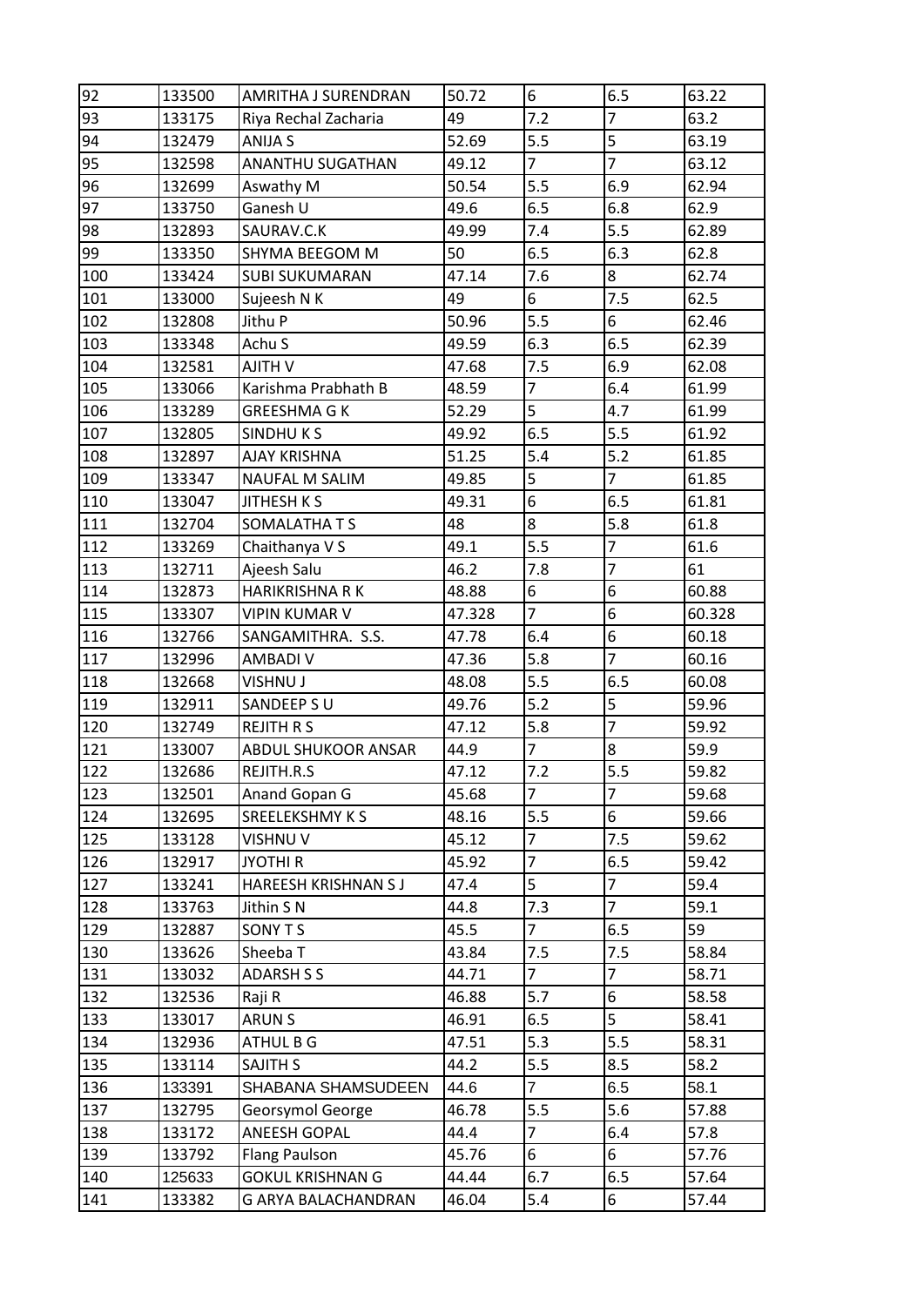| 92 | 133500 | AMRITHA J SURENDRAN | 50.72 | 6 | 6.5 | 63.22 |
|---|---|---|---|---|---|---|
| 93 | 133175 | Riya Rechal Zacharia | 49 | 7.2 | 7 | 63.2 |
| 94 | 132479 | ANIJA S | 52.69 | 5.5 | 5 | 63.19 |
| 95 | 132598 | ANANTHU SUGATHAN | 49.12 | 7 | 7 | 63.12 |
| 96 | 132699 | Aswathy M | 50.54 | 5.5 | 6.9 | 62.94 |
| 97 | 133750 | Ganesh U | 49.6 | 6.5 | 6.8 | 62.9 |
| 98 | 132893 | SAURAV.C.K | 49.99 | 7.4 | 5.5 | 62.89 |
| 99 | 133350 | SHYMA BEEGOM M | 50 | 6.5 | 6.3 | 62.8 |
| 100 | 133424 | SUBI SUKUMARAN | 47.14 | 7.6 | 8 | 62.74 |
| 101 | 133000 | Sujeesh N K | 49 | 6 | 7.5 | 62.5 |
| 102 | 132808 | Jithu P | 50.96 | 5.5 | 6 | 62.46 |
| 103 | 133348 | Achu S | 49.59 | 6.3 | 6.5 | 62.39 |
| 104 | 132581 | AJITH V | 47.68 | 7.5 | 6.9 | 62.08 |
| 105 | 133066 | Karishma Prabhath B | 48.59 | 7 | 6.4 | 61.99 |
| 106 | 133289 | GREESHMA G K | 52.29 | 5 | 4.7 | 61.99 |
| 107 | 132805 | SINDHU K S | 49.92 | 6.5 | 5.5 | 61.92 |
| 108 | 132897 | AJAY KRISHNA | 51.25 | 5.4 | 5.2 | 61.85 |
| 109 | 133347 | NAUFAL M SALIM | 49.85 | 5 | 7 | 61.85 |
| 110 | 133047 | JITHESH K S | 49.31 | 6 | 6.5 | 61.81 |
| 111 | 132704 | SOMALATHA T S | 48 | 8 | 5.8 | 61.8 |
| 112 | 133269 | Chaithanya V S | 49.1 | 5.5 | 7 | 61.6 |
| 113 | 132711 | Ajeesh Salu | 46.2 | 7.8 | 7 | 61 |
| 114 | 132873 | HARIKRISHNA R K | 48.88 | 6 | 6 | 60.88 |
| 115 | 133307 | VIPIN KUMAR V | 47.328 | 7 | 6 | 60.328 |
| 116 | 132766 | SANGAMITHRA. S.S. | 47.78 | 6.4 | 6 | 60.18 |
| 117 | 132996 | AMBADI V | 47.36 | 5.8 | 7 | 60.16 |
| 118 | 132668 | VISHNU J | 48.08 | 5.5 | 6.5 | 60.08 |
| 119 | 132911 | SANDEEP S U | 49.76 | 5.2 | 5 | 59.96 |
| 120 | 132749 | REJITH R S | 47.12 | 5.8 | 7 | 59.92 |
| 121 | 133007 | ABDUL SHUKOOR ANSAR | 44.9 | 7 | 8 | 59.9 |
| 122 | 132686 | REJITH.R.S | 47.12 | 7.2 | 5.5 | 59.82 |
| 123 | 132501 | Anand Gopan G | 45.68 | 7 | 7 | 59.68 |
| 124 | 132695 | SREELEKSHMY K S | 48.16 | 5.5 | 6 | 59.66 |
| 125 | 133128 | VISHNU V | 45.12 | 7 | 7.5 | 59.62 |
| 126 | 132917 | JYOTHI R | 45.92 | 7 | 6.5 | 59.42 |
| 127 | 133241 | HAREESH KRISHNAN S J | 47.4 | 5 | 7 | 59.4 |
| 128 | 133763 | Jithin S N | 44.8 | 7.3 | 7 | 59.1 |
| 129 | 132887 | SONY T S | 45.5 | 7 | 6.5 | 59 |
| 130 | 133626 | Sheeba T | 43.84 | 7.5 | 7.5 | 58.84 |
| 131 | 133032 | ADARSH S S | 44.71 | 7 | 7 | 58.71 |
| 132 | 132536 | Raji R | 46.88 | 5.7 | 6 | 58.58 |
| 133 | 133017 | ARUN S | 46.91 | 6.5 | 5 | 58.41 |
| 134 | 132936 | ATHUL B G | 47.51 | 5.3 | 5.5 | 58.31 |
| 135 | 133114 | SAJITH S | 44.2 | 5.5 | 8.5 | 58.2 |
| 136 | 133391 | SHABANA SHAMSUDEEN | 44.6 | 7 | 6.5 | 58.1 |
| 137 | 132795 | Georsymol George | 46.78 | 5.5 | 5.6 | 57.88 |
| 138 | 133172 | ANEESH GOPAL | 44.4 | 7 | 6.4 | 57.8 |
| 139 | 133792 | Flang Paulson | 45.76 | 6 | 6 | 57.76 |
| 140 | 125633 | GOKUL KRISHNAN G | 44.44 | 6.7 | 6.5 | 57.64 |
| 141 | 133382 | G ARYA BALACHANDRAN | 46.04 | 5.4 | 6 | 57.44 |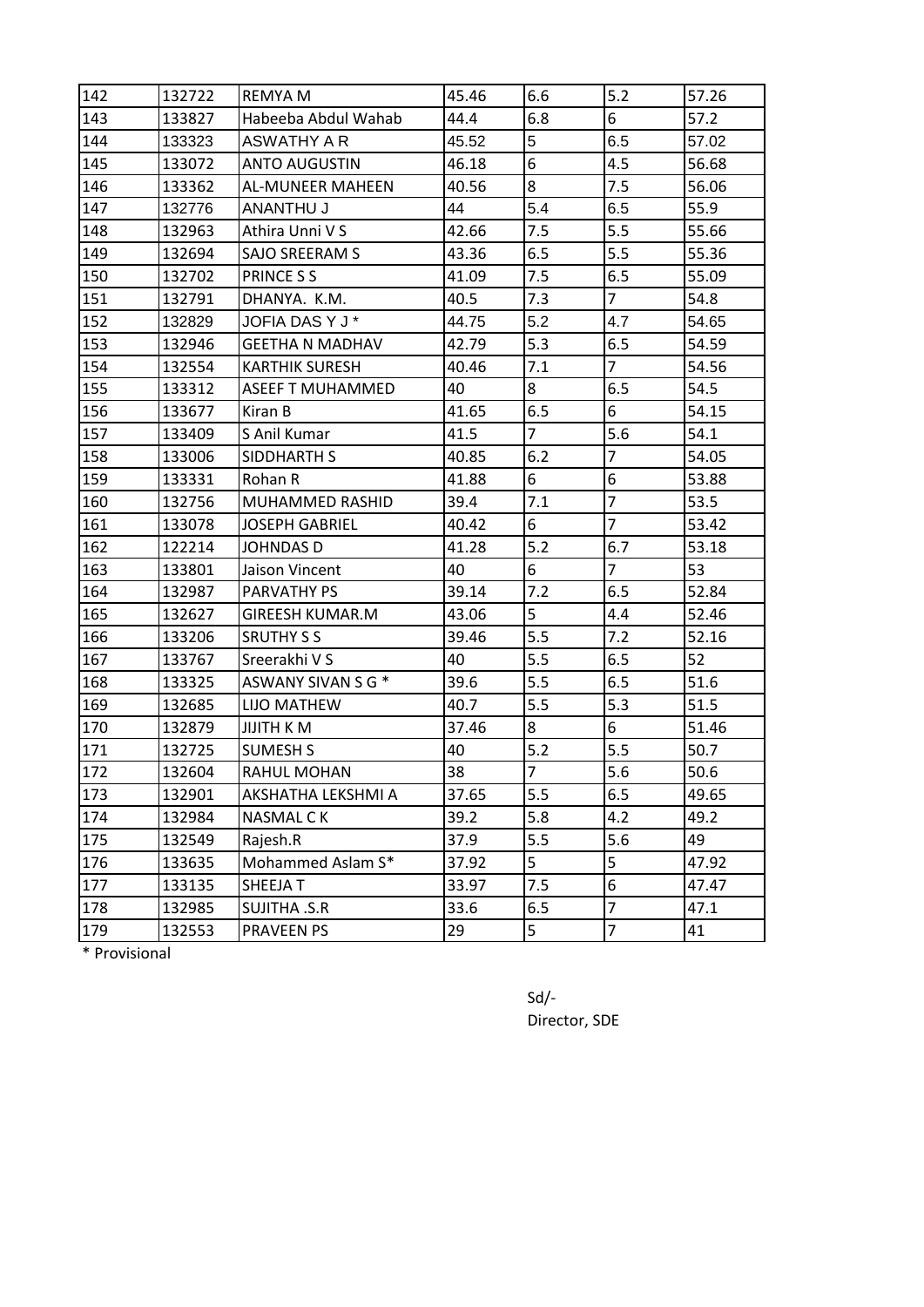| | | | | | | |
|---|---|---|---|---|---|---|
| 142 | 132722 | REMYA M | 45.46 | 6.6 | 5.2 | 57.26 |
| 143 | 133827 | Habeeba Abdul Wahab | 44.4 | 6.8 | 6 | 57.2 |
| 144 | 133323 | ASWATHY A R | 45.52 | 5 | 6.5 | 57.02 |
| 145 | 133072 | ANTO AUGUSTIN | 46.18 | 6 | 4.5 | 56.68 |
| 146 | 133362 | AL-MUNEER MAHEEN | 40.56 | 8 | 7.5 | 56.06 |
| 147 | 132776 | ANANTHU J | 44 | 5.4 | 6.5 | 55.9 |
| 148 | 132963 | Athira Unni V S | 42.66 | 7.5 | 5.5 | 55.66 |
| 149 | 132694 | SAJO SREERAM S | 43.36 | 6.5 | 5.5 | 55.36 |
| 150 | 132702 | PRINCE S S | 41.09 | 7.5 | 6.5 | 55.09 |
| 151 | 132791 | DHANYA. K.M. | 40.5 | 7.3 | 7 | 54.8 |
| 152 | 132829 | JOFIA DAS Y J * | 44.75 | 5.2 | 4.7 | 54.65 |
| 153 | 132946 | GEETHA N MADHAV | 42.79 | 5.3 | 6.5 | 54.59 |
| 154 | 132554 | KARTHIK SURESH | 40.46 | 7.1 | 7 | 54.56 |
| 155 | 133312 | ASEEF T MUHAMMED | 40 | 8 | 6.5 | 54.5 |
| 156 | 133677 | Kiran B | 41.65 | 6.5 | 6 | 54.15 |
| 157 | 133409 | S Anil Kumar | 41.5 | 7 | 5.6 | 54.1 |
| 158 | 133006 | SIDDHARTH S | 40.85 | 6.2 | 7 | 54.05 |
| 159 | 133331 | Rohan R | 41.88 | 6 | 6 | 53.88 |
| 160 | 132756 | MUHAMMED RASHID | 39.4 | 7.1 | 7 | 53.5 |
| 161 | 133078 | JOSEPH GABRIEL | 40.42 | 6 | 7 | 53.42 |
| 162 | 122214 | JOHNDAS D | 41.28 | 5.2 | 6.7 | 53.18 |
| 163 | 133801 | Jaison Vincent | 40 | 6 | 7 | 53 |
| 164 | 132987 | PARVATHY PS | 39.14 | 7.2 | 6.5 | 52.84 |
| 165 | 132627 | GIREESH KUMAR.M | 43.06 | 5 | 4.4 | 52.46 |
| 166 | 133206 | SRUTHY S S | 39.46 | 5.5 | 7.2 | 52.16 |
| 167 | 133767 | Sreerakhi V S | 40 | 5.5 | 6.5 | 52 |
| 168 | 133325 | ASWANY SIVAN S G * | 39.6 | 5.5 | 6.5 | 51.6 |
| 169 | 132685 | LIJO MATHEW | 40.7 | 5.5 | 5.3 | 51.5 |
| 170 | 132879 | JIJITH K M | 37.46 | 8 | 6 | 51.46 |
| 171 | 132725 | SUMESH S | 40 | 5.2 | 5.5 | 50.7 |
| 172 | 132604 | RAHUL MOHAN | 38 | 7 | 5.6 | 50.6 |
| 173 | 132901 | AKSHATHA LEKSHMI A | 37.65 | 5.5 | 6.5 | 49.65 |
| 174 | 132984 | NASMAL C K | 39.2 | 5.8 | 4.2 | 49.2 |
| 175 | 132549 | Rajesh.R | 37.9 | 5.5 | 5.6 | 49 |
| 176 | 133635 | Mohammed Aslam S* | 37.92 | 5 | 5 | 47.92 |
| 177 | 133135 | SHEEJA T | 33.97 | 7.5 | 6 | 47.47 |
| 178 | 132985 | SUJITHA .S.R | 33.6 | 6.5 | 7 | 47.1 |
| 179 | 132553 | PRAVEEN PS | 29 | 5 | 7 | 41 |

* Provisional

Sd/-
Director, SDE